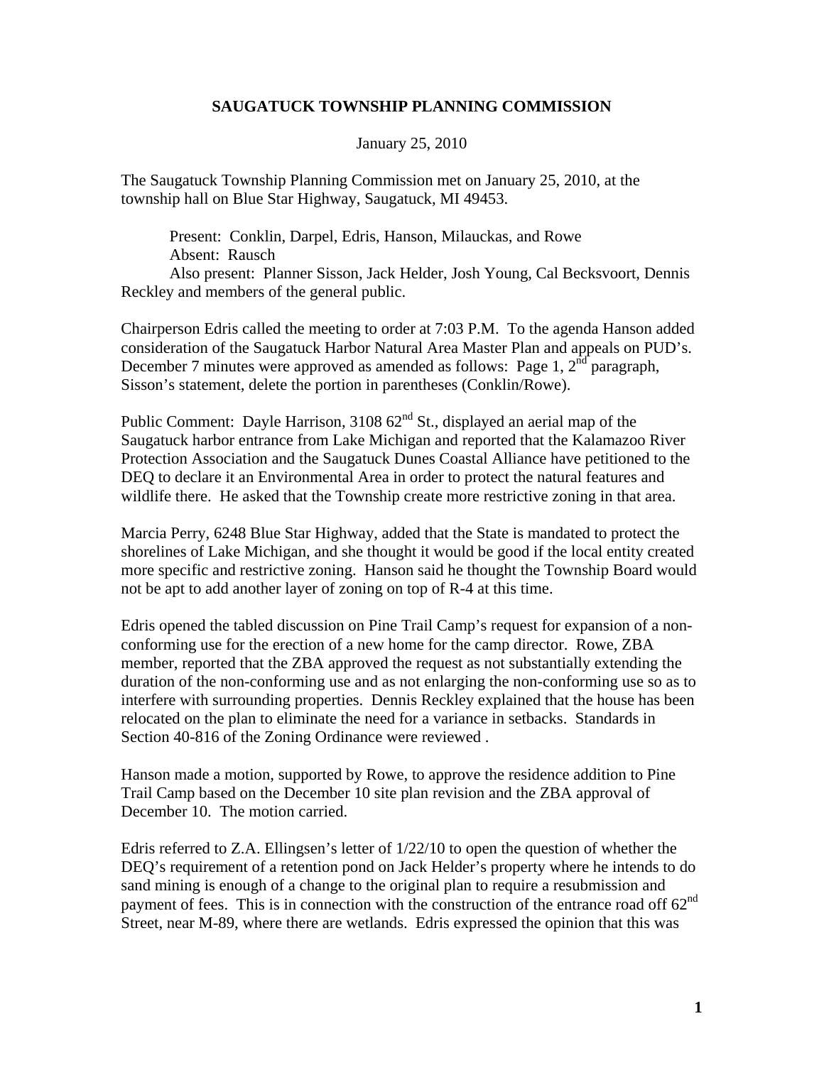# SAUGATUCK TOWNSHIP PLANNING COMMISSION

January 25, 2010

The Saugatuck Township Planning Commission met on January 25, 2010, at the township hall on Blue Star Highway, Saugatuck, MI 49453.

Present: Conklin, Darpel, Edris, Hanson, Milauckas, and Rowe
Absent: Rausch
Also present: Planner Sisson, Jack Helder, Josh Young, Cal Becksvoort, Dennis Reckley and members of the general public.

Chairperson Edris called the meeting to order at 7:03 P.M. To the agenda Hanson added consideration of the Saugatuck Harbor Natural Area Master Plan and appeals on PUD's. December 7 minutes were approved as amended as follows: Page 1, 2nd paragraph, Sisson's statement, delete the portion in parentheses (Conklin/Rowe).

Public Comment: Dayle Harrison, 3108 62nd St., displayed an aerial map of the Saugatuck harbor entrance from Lake Michigan and reported that the Kalamazoo River Protection Association and the Saugatuck Dunes Coastal Alliance have petitioned to the DEQ to declare it an Environmental Area in order to protect the natural features and wildlife there. He asked that the Township create more restrictive zoning in that area.

Marcia Perry, 6248 Blue Star Highway, added that the State is mandated to protect the shorelines of Lake Michigan, and she thought it would be good if the local entity created more specific and restrictive zoning. Hanson said he thought the Township Board would not be apt to add another layer of zoning on top of R-4 at this time.

Edris opened the tabled discussion on Pine Trail Camp's request for expansion of a non-conforming use for the erection of a new home for the camp director. Rowe, ZBA member, reported that the ZBA approved the request as not substantially extending the duration of the non-conforming use and as not enlarging the non-conforming use so as to interfere with surrounding properties. Dennis Reckley explained that the house has been relocated on the plan to eliminate the need for a variance in setbacks. Standards in Section 40-816 of the Zoning Ordinance were reviewed .

Hanson made a motion, supported by Rowe, to approve the residence addition to Pine Trail Camp based on the December 10 site plan revision and the ZBA approval of December 10. The motion carried.

Edris referred to Z.A. Ellingsen's letter of 1/22/10 to open the question of whether the DEQ's requirement of a retention pond on Jack Helder's property where he intends to do sand mining is enough of a change to the original plan to require a resubmission and payment of fees. This is in connection with the construction of the entrance road off 62nd Street, near M-89, where there are wetlands. Edris expressed the opinion that this was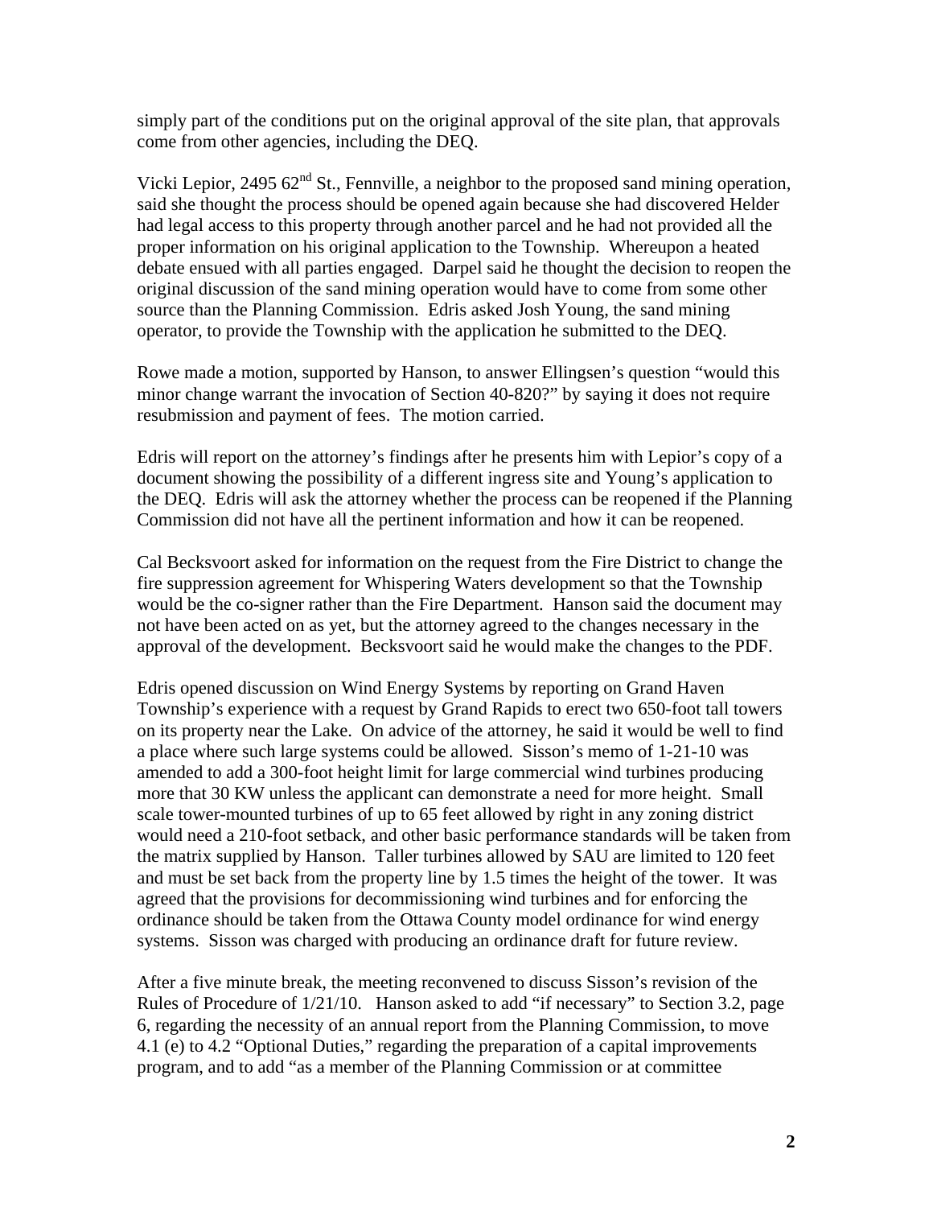simply part of the conditions put on the original approval of the site plan, that approvals come from other agencies, including the DEQ.

Vicki Lepior, 2495 62nd St., Fennville, a neighbor to the proposed sand mining operation, said she thought the process should be opened again because she had discovered Helder had legal access to this property through another parcel and he had not provided all the proper information on his original application to the Township. Whereupon a heated debate ensued with all parties engaged. Darpel said he thought the decision to reopen the original discussion of the sand mining operation would have to come from some other source than the Planning Commission. Edris asked Josh Young, the sand mining operator, to provide the Township with the application he submitted to the DEQ.

Rowe made a motion, supported by Hanson, to answer Ellingsen's question "would this minor change warrant the invocation of Section 40-820?" by saying it does not require resubmission and payment of fees. The motion carried.

Edris will report on the attorney's findings after he presents him with Lepior's copy of a document showing the possibility of a different ingress site and Young's application to the DEQ. Edris will ask the attorney whether the process can be reopened if the Planning Commission did not have all the pertinent information and how it can be reopened.

Cal Becksvoort asked for information on the request from the Fire District to change the fire suppression agreement for Whispering Waters development so that the Township would be the co-signer rather than the Fire Department. Hanson said the document may not have been acted on as yet, but the attorney agreed to the changes necessary in the approval of the development. Becksvoort said he would make the changes to the PDF.

Edris opened discussion on Wind Energy Systems by reporting on Grand Haven Township's experience with a request by Grand Rapids to erect two 650-foot tall towers on its property near the Lake. On advice of the attorney, he said it would be well to find a place where such large systems could be allowed. Sisson's memo of 1-21-10 was amended to add a 300-foot height limit for large commercial wind turbines producing more that 30 KW unless the applicant can demonstrate a need for more height. Small scale tower-mounted turbines of up to 65 feet allowed by right in any zoning district would need a 210-foot setback, and other basic performance standards will be taken from the matrix supplied by Hanson. Taller turbines allowed by SAU are limited to 120 feet and must be set back from the property line by 1.5 times the height of the tower. It was agreed that the provisions for decommissioning wind turbines and for enforcing the ordinance should be taken from the Ottawa County model ordinance for wind energy systems. Sisson was charged with producing an ordinance draft for future review.

After a five minute break, the meeting reconvened to discuss Sisson's revision of the Rules of Procedure of 1/21/10. Hanson asked to add "if necessary" to Section 3.2, page 6, regarding the necessity of an annual report from the Planning Commission, to move 4.1 (e) to 4.2 "Optional Duties," regarding the preparation of a capital improvements program, and to add "as a member of the Planning Commission or at committee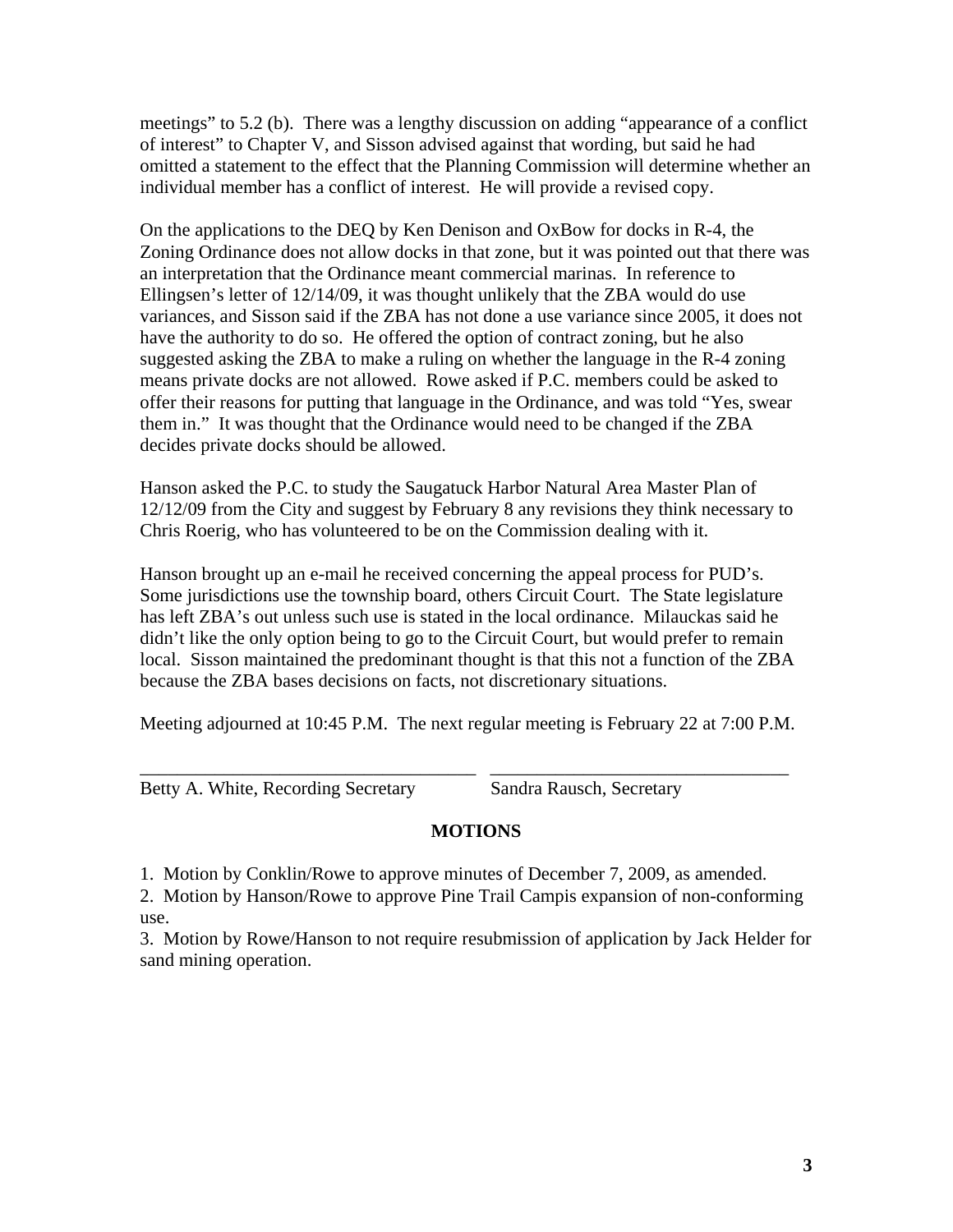meetings" to 5.2 (b). There was a lengthy discussion on adding "appearance of a conflict of interest" to Chapter V, and Sisson advised against that wording, but said he had omitted a statement to the effect that the Planning Commission will determine whether an individual member has a conflict of interest. He will provide a revised copy.

On the applications to the DEQ by Ken Denison and OxBow for docks in R-4, the Zoning Ordinance does not allow docks in that zone, but it was pointed out that there was an interpretation that the Ordinance meant commercial marinas. In reference to Ellingsen's letter of 12/14/09, it was thought unlikely that the ZBA would do use variances, and Sisson said if the ZBA has not done a use variance since 2005, it does not have the authority to do so. He offered the option of contract zoning, but he also suggested asking the ZBA to make a ruling on whether the language in the R-4 zoning means private docks are not allowed. Rowe asked if P.C. members could be asked to offer their reasons for putting that language in the Ordinance, and was told "Yes, swear them in." It was thought that the Ordinance would need to be changed if the ZBA decides private docks should be allowed.

Hanson asked the P.C. to study the Saugatuck Harbor Natural Area Master Plan of 12/12/09 from the City and suggest by February 8 any revisions they think necessary to Chris Roerig, who has volunteered to be on the Commission dealing with it.

Hanson brought up an e-mail he received concerning the appeal process for PUD's. Some jurisdictions use the township board, others Circuit Court. The State legislature has left ZBA's out unless such use is stated in the local ordinance. Milauckas said he didn't like the only option being to go to the Circuit Court, but would prefer to remain local. Sisson maintained the predominant thought is that this not a function of the ZBA because the ZBA bases decisions on facts, not discretionary situations.

Meeting adjourned at 10:45 P.M. The next regular meeting is February 22 at 7:00 P.M.

_____________________________________ _________________________________

Betty A. White, Recording Secretary Sandra Rausch, Secretary

**MOTIONS**

1. Motion by Conklin/Rowe to approve minutes of December 7, 2009, as amended.
2. Motion by Hanson/Rowe to approve Pine Trail Campis expansion of non-conforming use.
3. Motion by Rowe/Hanson to not require resubmission of application by Jack Helder for sand mining operation.